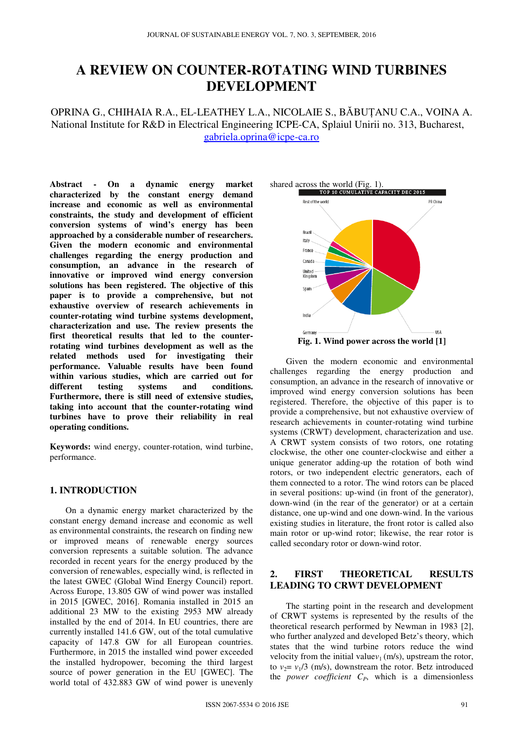# A REVIEW ON COUNTER-ROTATING WIND TURBINES DEVELOPMENT

OPRINA G., CHIHAIA R.A., EL-LEATHEY L.A., NICOLAIE S., BĂBUȚANU C.A., VOINA A.
National Institute for R&D in Electrical Engineering ICPE-CA, Splaiul Unirii no. 313, Bucharest,
gabriela.oprina@icpe-ca.ro

**Abstract - On a dynamic energy market characterized by the constant energy demand increase and economic as well as environmental constraints, the study and development of efficient conversion systems of wind's energy has been approached by a considerable number of researchers. Given the modern economic and environmental challenges regarding the energy production and consumption, an advance in the research of innovative or improved wind energy conversion solutions has been registered. The objective of this paper is to provide a comprehensive, but not exhaustive overview of research achievements in counter-rotating wind turbine systems development, characterization and use. The review presents the first theoretical results that led to the counter-rotating wind turbines development as well as the related methods used for investigating their performance. Valuable results have been found within various studies, which are carried out for different testing systems and conditions. Furthermore, there is still need of extensive studies, taking into account that the counter-rotating wind turbines have to prove their reliability in real operating conditions.**

**Keywords:** wind energy, counter-rotation, wind turbine, performance.

## 1. INTRODUCTION

On a dynamic energy market characterized by the constant energy demand increase and economic as well as environmental constraints, the research on finding new or improved means of renewable energy sources conversion represents a suitable solution. The advance recorded in recent years for the energy produced by the conversion of renewables, especially wind, is reflected in the latest GWEC (Global Wind Energy Council) report. Across Europe, 13.805 GW of wind power was installed in 2015 [GWEC, 2016]. Romania installed in 2015 an additional 23 MW to the existing 2953 MW already installed by the end of 2014. In EU countries, there are currently installed 141.6 GW, out of the total cumulative capacity of 147.8 GW for all European countries. Furthermore, in 2015 the installed wind power exceeded the installed hydropower, becoming the third largest source of power generation in the EU [GWEC]. The world total of 432.883 GW of wind power is unevenly shared across the world (Fig. 1).

TOP 10 CUMULATIVE CAPACITY DEC 2015

Rest of the world, PR China, Brazil, Italy, France, Canada, United Kingdom, Spain, India, Germany, USA

**Fig. 1. Wind power across the world [1]**

Given the modern economic and environmental challenges regarding the energy production and consumption, an advance in the research of innovative or improved wind energy conversion solutions has been registered. Therefore, the objective of this paper is to provide a comprehensive, but not exhaustive overview of research achievements in counter-rotating wind turbine systems (CRWT) development, characterization and use. A CRWT system consists of two rotors, one rotating clockwise, the other one counter-clockwise and either a unique generator adding-up the rotation of both wind rotors, or two independent electric generators, each of them connected to a rotor. The wind rotors can be placed in several positions: up-wind (in front of the generator), down-wind (in the rear of the generator) or at a certain distance, one up-wind and one down-wind. In the various existing studies in literature, the front rotor is called also main rotor or up-wind rotor; likewise, the rear rotor is called secondary rotor or down-wind rotor.

## 2. FIRST THEORETICAL RESULTS LEADING TO CRWT DEVELOPMENT

The starting point in the research and development of CRWT systems is represented by the results of the theoretical research performed by Newman in 1983 [2], who further analyzed and developed Betz's theory, which states that the wind turbine rotors reduce the wind velocity from the initial value $v_1$ (m/s), upstream the rotor, to $v_2 = v_1/3$ (m/s), downstream the rotor. Betz introduced the *power coefficient* $C_P$, which is a dimensionless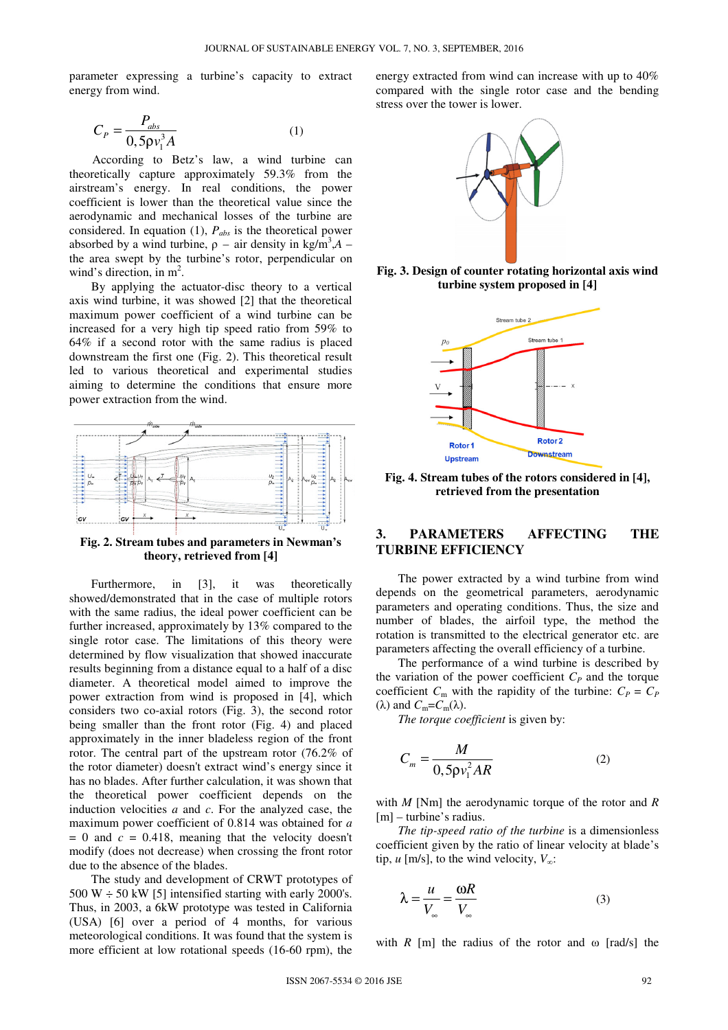parameter expressing a turbine's capacity to extract energy from wind.

$$C_P = \frac{P_{abs}}{0,5\rho v_1^3 A} \quad (1)$$

According to Betz's law, a wind turbine can theoretically capture approximately 59.3% from the airstream's energy. In real conditions, the power coefficient is lower than the theoretical value since the aerodynamic and mechanical losses of the turbine are considered. In equation (1), $P_{abs}$ is the theoretical power absorbed by a wind turbine, $\rho$ – air density in kg/m$^3$, $A$ – the area swept by the turbine's rotor, perpendicular on wind's direction, in m$^2$.

By applying the actuator-disc theory to a vertical axis wind turbine, it was showed [2] that the theoretical maximum power coefficient of a wind turbine can be increased for a very high tip speed ratio from 59% to 64% if a second rotor with the same radius is placed downstream the first one (Fig. 2). This theoretical result led to various theoretical and experimental studies aiming to determine the conditions that ensure more power extraction from the wind.

**Fig. 2. Stream tubes and parameters in Newman's theory, retrieved from [4]**

Furthermore, in [3], it was theoretically showed/demonstrated that in the case of multiple rotors with the same radius, the ideal power coefficient can be further increased, approximately by 13% compared to the single rotor case. The limitations of this theory were determined by flow visualization that showed inaccurate results beginning from a distance equal to a half of a disc diameter. A theoretical model aimed to improve the power extraction from wind is proposed in [4], which considers two co-axial rotors (Fig. 3), the second rotor being smaller than the front rotor (Fig. 4) and placed approximately in the inner bladeless region of the front rotor. The central part of the upstream rotor (76.2% of the rotor diameter) doesn't extract wind's energy since it has no blades. After further calculation, it was shown that the theoretical power coefficient depends on the induction velocities $a$ and $c$. For the analyzed case, the maximum power coefficient of 0.814 was obtained for $a = 0$ and $c = 0.418$, meaning that the velocity doesn't modify (does not decrease) when crossing the front rotor due to the absence of the blades.

The study and development of CRWT prototypes of 500 W ÷ 50 kW [5] intensified starting with early 2000's. Thus, in 2003, a 6kW prototype was tested in California (USA) [6] over a period of 4 months, for various meteorological conditions. It was found that the system is more efficient at low rotational speeds (16-60 rpm), the energy extracted from wind can increase with up to 40% compared with the single rotor case and the bending stress over the tower is lower.

**Fig. 3. Design of counter rotating horizontal axis wind turbine system proposed in [4]**

**Fig. 4. Stream tubes of the rotors considered in [4], retrieved from the presentation**

## 3. PARAMETERS AFFECTING THE TURBINE EFFICIENCY

The power extracted by a wind turbine from wind depends on the geometrical parameters, aerodynamic parameters and operating conditions. Thus, the size and number of blades, the airfoil type, the method the rotation is transmitted to the electrical generator etc. are parameters affecting the overall efficiency of a turbine.

The performance of a wind turbine is described by the variation of the power coefficient $C_P$ and the torque coefficient $C_m$ with the rapidity of the turbine: $C_P = C_P(\lambda)$ and $C_m = C_m(\lambda)$.

*The torque coefficient* is given by:

$$C_m = \frac{M}{0,5\rho v_1^2 AR} \quad (2)$$

with $M$ [Nm] the aerodynamic torque of the rotor and $R$ [m] – turbine's radius.

*The tip-speed ratio of the turbine* is a dimensionless coefficient given by the ratio of linear velocity at blade's tip, $u$ [m/s], to the wind velocity, $V_\infty$:

$$\lambda = \frac{u}{V_\infty} = \frac{\omega R}{V_\infty} \quad (3)$$

with $R$ [m] the radius of the rotor and $\omega$ [rad/s] the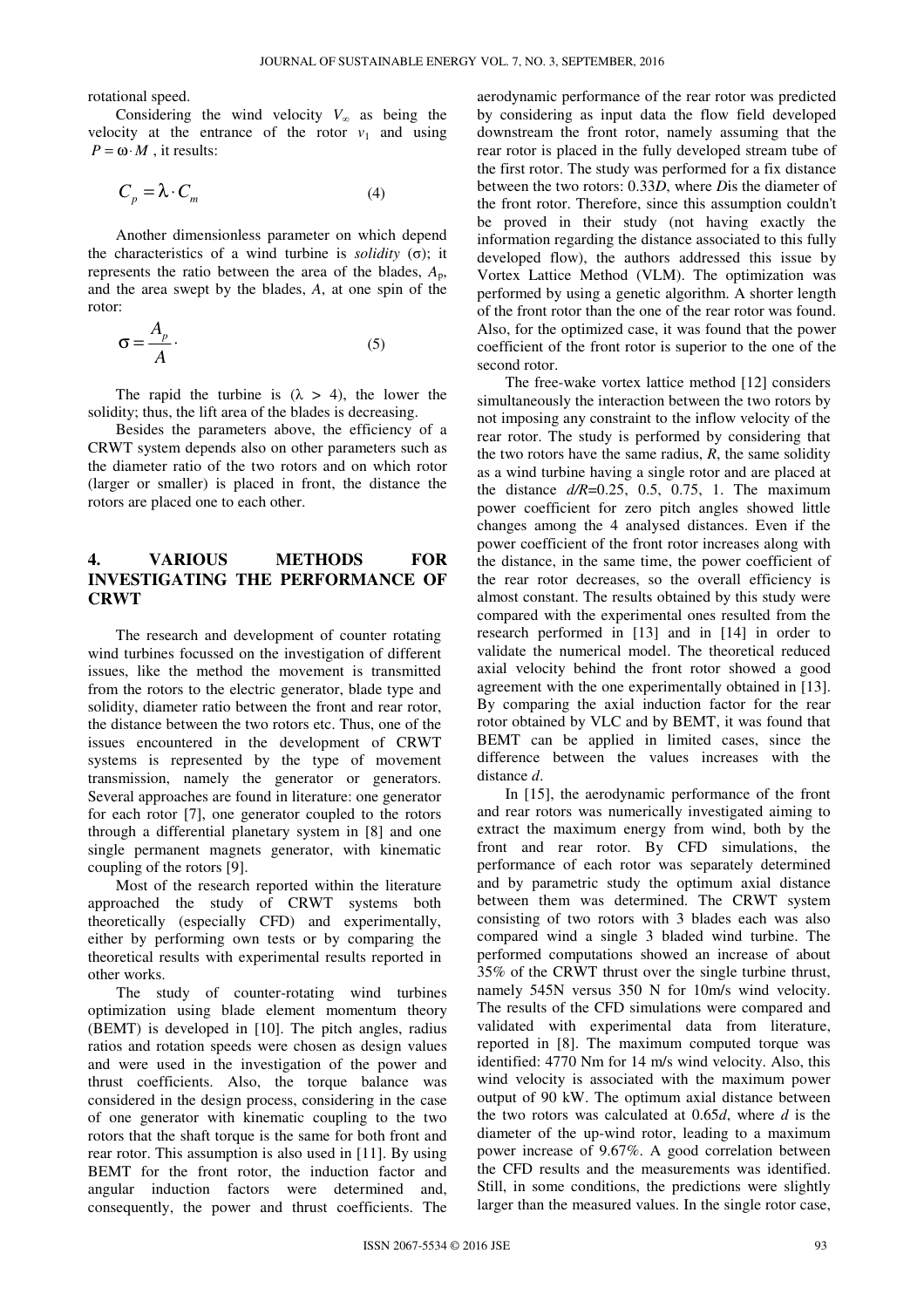rotational speed.

Considering the wind velocity $V_\infty$ as being the velocity at the entrance of the rotor $v_1$ and using $P = \omega \cdot M$, it results:

$$C_p = \lambda \cdot C_m \tag{4}$$

Another dimensionless parameter on which depend the characteristics of a wind turbine is *solidity* ($\sigma$); it represents the ratio between the area of the blades, $A_p$, and the area swept by the blades, $A$, at one spin of the rotor:

$$\sigma = \frac{A_p}{A}. \tag{5}$$

The rapid the turbine is ($\lambda > 4$), the lower the solidity; thus, the lift area of the blades is decreasing.

Besides the parameters above, the efficiency of a CRWT system depends also on other parameters such as the diameter ratio of the two rotors and on which rotor (larger or smaller) is placed in front, the distance the rotors are placed one to each other.

## 4. VARIOUS METHODS FOR INVESTIGATING THE PERFORMANCE OF CRWT

The research and development of counter rotating wind turbines focussed on the investigation of different issues, like the method the movement is transmitted from the rotors to the electric generator, blade type and solidity, diameter ratio between the front and rear rotor, the distance between the two rotors etc. Thus, one of the issues encountered in the development of CRWT systems is represented by the type of movement transmission, namely the generator or generators. Several approaches are found in literature: one generator for each rotor [7], one generator coupled to the rotors through a differential planetary system in [8] and one single permanent magnets generator, with kinematic coupling of the rotors [9].

Most of the research reported within the literature approached the study of CRWT systems both theoretically (especially CFD) and experimentally, either by performing own tests or by comparing the theoretical results with experimental results reported in other works.

The study of counter-rotating wind turbines optimization using blade element momentum theory (BEMT) is developed in [10]. The pitch angles, radius ratios and rotation speeds were chosen as design values and were used in the investigation of the power and thrust coefficients. Also, the torque balance was considered in the design process, considering in the case of one generator with kinematic coupling to the two rotors that the shaft torque is the same for both front and rear rotor. This assumption is also used in [11]. By using BEMT for the front rotor, the induction factor and angular induction factors were determined and, consequently, the power and thrust coefficients. The aerodynamic performance of the rear rotor was predicted by considering as input data the flow field developed downstream the front rotor, namely assuming that the rear rotor is placed in the fully developed stream tube of the first rotor. The study was performed for a fix distance between the two rotors: 0.33*D*, where *D*is the diameter of the front rotor. Therefore, since this assumption couldn't be proved in their study (not having exactly the information regarding the distance associated to this fully developed flow), the authors addressed this issue by Vortex Lattice Method (VLM). The optimization was performed by using a genetic algorithm. A shorter length of the front rotor than the one of the rear rotor was found. Also, for the optimized case, it was found that the power coefficient of the front rotor is superior to the one of the second rotor.

The free-wake vortex lattice method [12] considers simultaneously the interaction between the two rotors by not imposing any constraint to the inflow velocity of the rear rotor. The study is performed by considering that the two rotors have the same radius, *R*, the same solidity as a wind turbine having a single rotor and are placed at the distance $d/R$=0.25, 0.5, 0.75, 1. The maximum power coefficient for zero pitch angles showed little changes among the 4 analysed distances. Even if the power coefficient of the front rotor increases along with the distance, in the same time, the power coefficient of the rear rotor decreases, so the overall efficiency is almost constant. The results obtained by this study were compared with the experimental ones resulted from the research performed in [13] and in [14] in order to validate the numerical model. The theoretical reduced axial velocity behind the front rotor showed a good agreement with the one experimentally obtained in [13]. By comparing the axial induction factor for the rear rotor obtained by VLC and by BEMT, it was found that BEMT can be applied in limited cases, since the difference between the values increases with the distance *d*.

In [15], the aerodynamic performance of the front and rear rotors was numerically investigated aiming to extract the maximum energy from wind, both by the front and rear rotor. By CFD simulations, the performance of each rotor was separately determined and by parametric study the optimum axial distance between them was determined. The CRWT system consisting of two rotors with 3 blades each was also compared wind a single 3 bladed wind turbine. The performed computations showed an increase of about 35% of the CRWT thrust over the single turbine thrust, namely 545N versus 350 N for 10m/s wind velocity. The results of the CFD simulations were compared and validated with experimental data from literature, reported in [8]. The maximum computed torque was identified: 4770 Nm for 14 m/s wind velocity. Also, this wind velocity is associated with the maximum power output of 90 kW. The optimum axial distance between the two rotors was calculated at 0.65*d*, where *d* is the diameter of the up-wind rotor, leading to a maximum power increase of 9.67%. A good correlation between the CFD results and the measurements was identified. Still, in some conditions, the predictions were slightly larger than the measured values. In the single rotor case,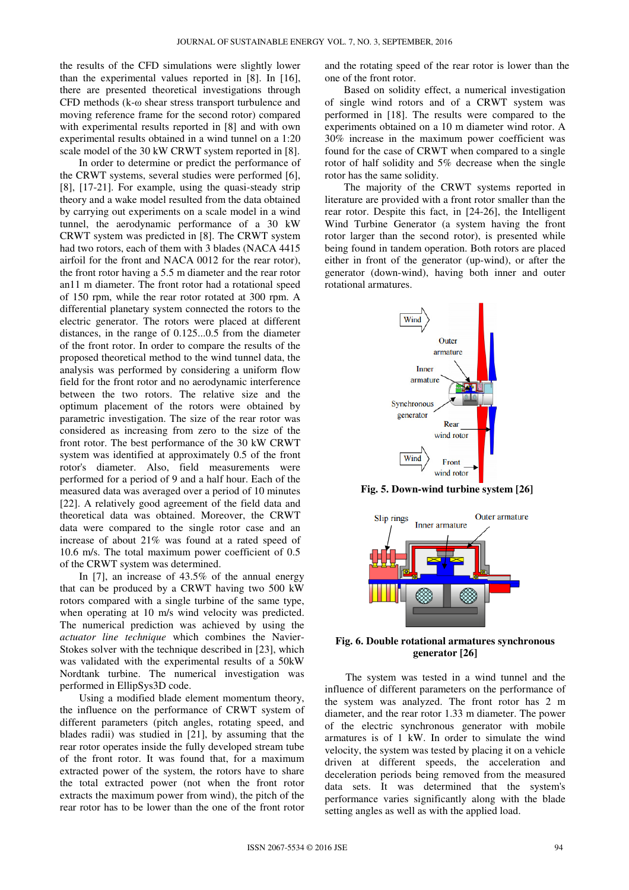the results of the CFD simulations were slightly lower than the experimental values reported in [8]. In [16], there are presented theoretical investigations through CFD methods (k-ω shear stress transport turbulence and moving reference frame for the second rotor) compared with experimental results reported in [8] and with own experimental results obtained in a wind tunnel on a 1:20 scale model of the 30 kW CRWT system reported in [8].

In order to determine or predict the performance of the CRWT systems, several studies were performed [6], [8], [17-21]. For example, using the quasi-steady strip theory and a wake model resulted from the data obtained by carrying out experiments on a scale model in a wind tunnel, the aerodynamic performance of a 30 kW CRWT system was predicted in [8]. The CRWT system had two rotors, each of them with 3 blades (NACA 4415 airfoil for the front and NACA 0012 for the rear rotor), the front rotor having a 5.5 m diameter and the rear rotor an11 m diameter. The front rotor had a rotational speed of 150 rpm, while the rear rotor rotated at 300 rpm. A differential planetary system connected the rotors to the electric generator. The rotors were placed at different distances, in the range of 0.125...0.5 from the diameter of the front rotor. In order to compare the results of the proposed theoretical method to the wind tunnel data, the analysis was performed by considering a uniform flow field for the front rotor and no aerodynamic interference between the two rotors. The relative size and the optimum placement of the rotors were obtained by parametric investigation. The size of the rear rotor was considered as increasing from zero to the size of the front rotor. The best performance of the 30 kW CRWT system was identified at approximately 0.5 of the front rotor's diameter. Also, field measurements were performed for a period of 9 and a half hour. Each of the measured data was averaged over a period of 10 minutes [22]. A relatively good agreement of the field data and theoretical data was obtained. Moreover, the CRWT data were compared to the single rotor case and an increase of about 21% was found at a rated speed of 10.6 m/s. The total maximum power coefficient of 0.5 of the CRWT system was determined.

In [7], an increase of 43.5% of the annual energy that can be produced by a CRWT having two 500 kW rotors compared with a single turbine of the same type, when operating at 10 m/s wind velocity was predicted. The numerical prediction was achieved by using the *actuator line technique* which combines the Navier-Stokes solver with the technique described in [23], which was validated with the experimental results of a 50kW Nordtank turbine. The numerical investigation was performed in EllipSys3D code.

Using a modified blade element momentum theory, the influence on the performance of CRWT system of different parameters (pitch angles, rotating speed, and blades radii) was studied in [21], by assuming that the rear rotor operates inside the fully developed stream tube of the front rotor. It was found that, for a maximum extracted power of the system, the rotors have to share the total extracted power (not when the front rotor extracts the maximum power from wind), the pitch of the rear rotor has to be lower than the one of the front rotor and the rotating speed of the rear rotor is lower than the one of the front rotor.

Based on solidity effect, a numerical investigation of single wind rotors and of a CRWT system was performed in [18]. The results were compared to the experiments obtained on a 10 m diameter wind rotor. A 30% increase in the maximum power coefficient was found for the case of CRWT when compared to a single rotor of half solidity and 5% decrease when the single rotor has the same solidity.

The majority of the CRWT systems reported in literature are provided with a front rotor smaller than the rear rotor. Despite this fact, in [24-26], the Intelligent Wind Turbine Generator (a system having the front rotor larger than the second rotor), is presented while being found in tandem operation. Both rotors are placed either in front of the generator (up-wind), or after the generator (down-wind), having both inner and outer rotational armatures.

**Fig. 5. Down-wind turbine system [26]**

**Fig. 6. Double rotational armatures synchronous generator [26]**

The system was tested in a wind tunnel and the influence of different parameters on the performance of the system was analyzed. The front rotor has 2 m diameter, and the rear rotor 1.33 m diameter. The power of the electric synchronous generator with mobile armatures is of 1 kW. In order to simulate the wind velocity, the system was tested by placing it on a vehicle driven at different speeds, the acceleration and deceleration periods being removed from the measured data sets. It was determined that the system's performance varies significantly along with the blade setting angles as well as with the applied load.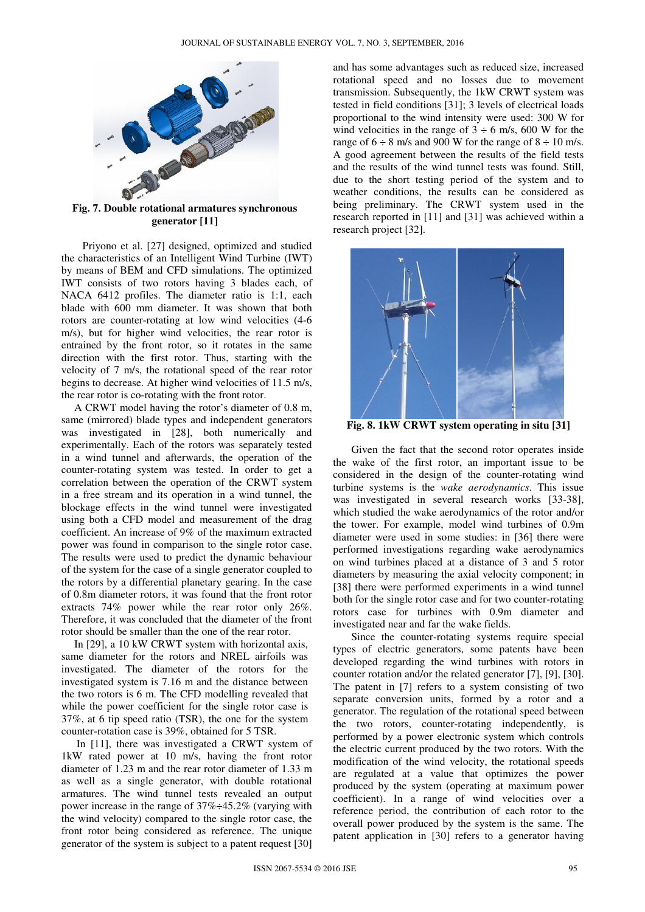Fig. 7. Double rotational armatures synchronous generator [11]

Priyono et al. [27] designed, optimized and studied the characteristics of an Intelligent Wind Turbine (IWT) by means of BEM and CFD simulations. The optimized IWT consists of two rotors having 3 blades each, of NACA 6412 profiles. The diameter ratio is 1:1, each blade with 600 mm diameter. It was shown that both rotors are counter-rotating at low wind velocities (4-6 m/s), but for higher wind velocities, the rear rotor is entrained by the front rotor, so it rotates in the same direction with the first rotor. Thus, starting with the velocity of 7 m/s, the rotational speed of the rear rotor begins to decrease. At higher wind velocities of 11.5 m/s, the rear rotor is co-rotating with the front rotor.

A CRWT model having the rotor's diameter of 0.8 m, same (mirrored) blade types and independent generators was investigated in [28], both numerically and experimentally. Each of the rotors was separately tested in a wind tunnel and afterwards, the operation of the counter-rotating system was tested. In order to get a correlation between the operation of the CRWT system in a free stream and its operation in a wind tunnel, the blockage effects in the wind tunnel were investigated using both a CFD model and measurement of the drag coefficient. An increase of 9% of the maximum extracted power was found in comparison to the single rotor case. The results were used to predict the dynamic behaviour of the system for the case of a single generator coupled to the rotors by a differential planetary gearing. In the case of 0.8m diameter rotors, it was found that the front rotor extracts 74% power while the rear rotor only 26%. Therefore, it was concluded that the diameter of the front rotor should be smaller than the one of the rear rotor.

In [29], a 10 kW CRWT system with horizontal axis, same diameter for the rotors and NREL airfoils was investigated. The diameter of the rotors for the investigated system is 7.16 m and the distance between the two rotors is 6 m. The CFD modelling revealed that while the power coefficient for the single rotor case is 37%, at 6 tip speed ratio (TSR), the one for the system counter-rotation case is 39%, obtained for 5 TSR.

In [11], there was investigated a CRWT system of 1kW rated power at 10 m/s, having the front rotor diameter of 1.23 m and the rear rotor diameter of 1.33 m as well as a single generator, with double rotational armatures. The wind tunnel tests revealed an output power increase in the range of 37%÷45.2% (varying with the wind velocity) compared to the single rotor case, the front rotor being considered as reference. The unique generator of the system is subject to a patent request [30] and has some advantages such as reduced size, increased rotational speed and no losses due to movement transmission. Subsequently, the 1kW CRWT system was tested in field conditions [31]; 3 levels of electrical loads proportional to the wind intensity were used: 300 W for wind velocities in the range of 3 ÷ 6 m/s, 600 W for the range of 6 ÷ 8 m/s and 900 W for the range of 8 ÷ 10 m/s. A good agreement between the results of the field tests and the results of the wind tunnel tests was found. Still, due to the short testing period of the system and to weather conditions, the results can be considered as being preliminary. The CRWT system used in the research reported in [11] and [31] was achieved within a research project [32].

Fig. 8. 1kW CRWT system operating in situ [31]

Given the fact that the second rotor operates inside the wake of the first rotor, an important issue to be considered in the design of the counter-rotating wind turbine systems is the *wake aerodynamics*. This issue was investigated in several research works [33-38], which studied the wake aerodynamics of the rotor and/or the tower. For example, model wind turbines of 0.9m diameter were used in some studies: in [36] there were performed investigations regarding wake aerodynamics on wind turbines placed at a distance of 3 and 5 rotor diameters by measuring the axial velocity component; in [38] there were performed experiments in a wind tunnel both for the single rotor case and for two counter-rotating rotors case for turbines with 0.9m diameter and investigated near and far the wake fields.

Since the counter-rotating systems require special types of electric generators, some patents have been developed regarding the wind turbines with rotors in counter rotation and/or the related generator [7], [9], [30]. The patent in [7] refers to a system consisting of two separate conversion units, formed by a rotor and a generator. The regulation of the rotational speed between the two rotors, counter-rotating independently, is performed by a power electronic system which controls the electric current produced by the two rotors. With the modification of the wind velocity, the rotational speeds are regulated at a value that optimizes the power produced by the system (operating at maximum power coefficient). In a range of wind velocities over a reference period, the contribution of each rotor to the overall power produced by the system is the same. The patent application in [30] refers to a generator having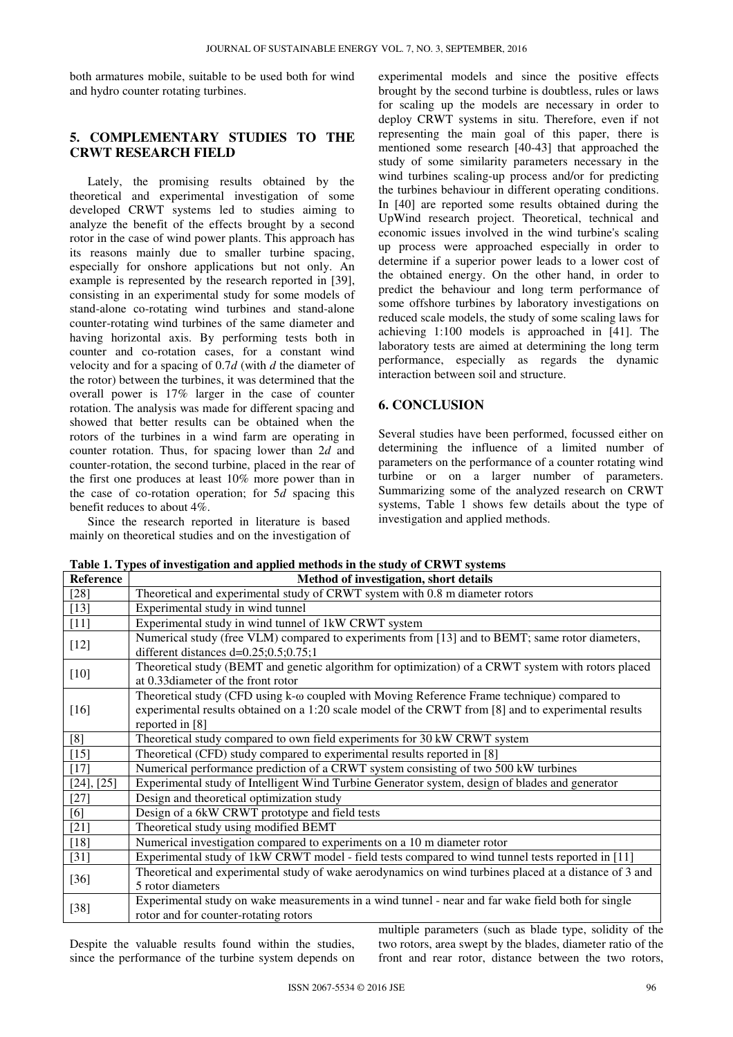both armatures mobile, suitable to be used both for wind and hydro counter rotating turbines.

## 5. COMPLEMENTARY STUDIES TO THE CRWT RESEARCH FIELD

Lately, the promising results obtained by the theoretical and experimental investigation of some developed CRWT systems led to studies aiming to analyze the benefit of the effects brought by a second rotor in the case of wind power plants. This approach has its reasons mainly due to smaller turbine spacing, especially for onshore applications but not only. An example is represented by the research reported in [39], consisting in an experimental study for some models of stand-alone co-rotating wind turbines and stand-alone counter-rotating wind turbines of the same diameter and having horizontal axis. By performing tests both in counter and co-rotation cases, for a constant wind velocity and for a spacing of 0.7*d* (with *d* the diameter of the rotor) between the turbines, it was determined that the overall power is 17% larger in the case of counter rotation. The analysis was made for different spacing and showed that better results can be obtained when the rotors of the turbines in a wind farm are operating in counter rotation. Thus, for spacing lower than 2*d* and counter-rotation, the second turbine, placed in the rear of the first one produces at least 10% more power than in the case of co-rotation operation; for 5*d* spacing this benefit reduces to about 4%.

Since the research reported in literature is based mainly on theoretical studies and on the investigation of experimental models and since the positive effects brought by the second turbine is doubtless, rules or laws for scaling up the models are necessary in order to deploy CRWT systems in situ. Therefore, even if not representing the main goal of this paper, there is mentioned some research [40-43] that approached the study of some similarity parameters necessary in the wind turbines scaling-up process and/or for predicting the turbines behaviour in different operating conditions. In [40] are reported some results obtained during the UpWind research project. Theoretical, technical and economic issues involved in the wind turbine's scaling up process were approached especially in order to determine if a superior power leads to a lower cost of the obtained energy. On the other hand, in order to predict the behaviour and long term performance of some offshore turbines by laboratory investigations on reduced scale models, the study of some scaling laws for achieving 1:100 models is approached in [41]. The laboratory tests are aimed at determining the long term performance, especially as regards the dynamic interaction between soil and structure.

## 6. CONCLUSION

Several studies have been performed, focussed either on determining the influence of a limited number of parameters on the performance of a counter rotating wind turbine or on a larger number of parameters. Summarizing some of the analyzed research on CRWT systems, Table 1 shows few details about the type of investigation and applied methods.

**Table 1. Types of investigation and applied methods in the study of CRWT systems**

| Reference | Method of investigation, short details |
|---|---|
| [28] | Theoretical and experimental study of CRWT system with 0.8 m diameter rotors |
| [13] | Experimental study in wind tunnel |
| [11] | Experimental study in wind tunnel of 1kW CRWT system |
| [12] | Numerical study (free VLM) compared to experiments from [13] and to BEMT; same rotor diameters, different distances d=0.25;0.5;0.75;1 |
| [10] | Theoretical study (BEMT and genetic algorithm for optimization) of a CRWT system with rotors placed at 0.33diameter of the front rotor |
| [16] | Theoretical study (CFD using k-ω coupled with Moving Reference Frame technique) compared to experimental results obtained on a 1:20 scale model of the CRWT from [8] and to experimental results reported in [8] |
| [8] | Theoretical study compared to own field experiments for 30 kW CRWT system |
| [15] | Theoretical (CFD) study compared to experimental results reported in [8] |
| [17] | Numerical performance prediction of a CRWT system consisting of two 500 kW turbines |
| [24], [25] | Experimental study of Intelligent Wind Turbine Generator system, design of blades and generator |
| [27] | Design and theoretical optimization study |
| [6] | Design of a 6kW CRWT prototype and field tests |
| [21] | Theoretical study using modified BEMT |
| [18] | Numerical investigation compared to experiments on a 10 m diameter rotor |
| [31] | Experimental study of 1kW CRWT model - field tests compared to wind tunnel tests reported in [11] |
| [36] | Theoretical and experimental study of wake aerodynamics on wind turbines placed at a distance of 3 and 5 rotor diameters |
| [38] | Experimental study on wake measurements in a wind tunnel - near and far wake field both for single rotor and for counter-rotating rotors |

Despite the valuable results found within the studies, since the performance of the turbine system depends on multiple parameters (such as blade type, solidity of the two rotors, area swept by the blades, diameter ratio of the front and rear rotor, distance between the two rotors,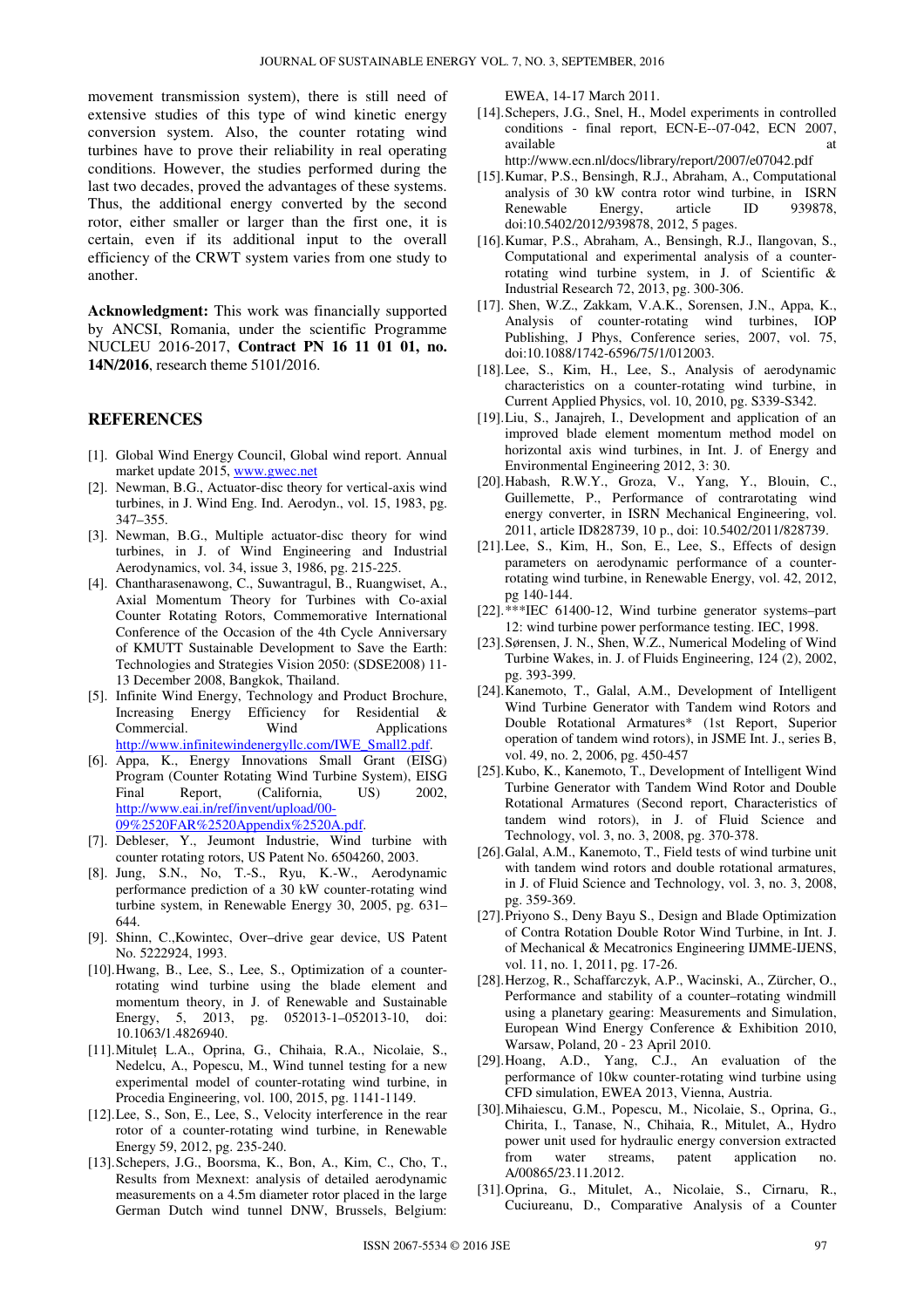movement transmission system), there is still need of extensive studies of this type of wind kinetic energy conversion system. Also, the counter rotating wind turbines have to prove their reliability in real operating conditions. However, the studies performed during the last two decades, proved the advantages of these systems. Thus, the additional energy converted by the second rotor, either smaller or larger than the first one, it is certain, even if its additional input to the overall efficiency of the CRWT system varies from one study to another.

**Acknowledgment:** This work was financially supported by ANCSI, Romania, under the scientific Programme NUCLEU 2016-2017, **Contract PN 16 11 01 01, no. 14N/2016**, research theme 5101/2016.

## REFERENCES

[1]. Global Wind Energy Council, Global wind report. Annual market update 2015, www.gwec.net

[2]. Newman, B.G., Actuator-disc theory for vertical-axis wind turbines, in J. Wind Eng. Ind. Aerodyn., vol. 15, 1983, pg. 347–355.

[3]. Newman, B.G., Multiple actuator-disc theory for wind turbines, in J. of Wind Engineering and Industrial Aerodynamics, vol. 34, issue 3, 1986, pg. 215-225.

[4]. Chantharasenawong, C., Suwantragul, B., Ruangwiset, A., Axial Momentum Theory for Turbines with Co-axial Counter Rotating Rotors, Commemorative International Conference of the Occasion of the 4th Cycle Anniversary of KMUTT Sustainable Development to Save the Earth: Technologies and Strategies Vision 2050: (SDSE2008) 11-13 December 2008, Bangkok, Thailand.

[5]. Infinite Wind Energy, Technology and Product Brochure, Increasing Energy Efficiency for Residential & Commercial Wind Applications http://www.infinitewindenergyllc.com/IWE_Small2.pdf.

[6]. Appa, K., Energy Innovations Small Grant (EISG) Program (Counter Rotating Wind Turbine System), EISG Final Report, (California, US) 2002, http://www.eai.in/ref/invent/upload/00-09%2520FAR%2520Appendix%2520A.pdf.

[7]. Debleser, Y., Jeumont Industrie, Wind turbine with counter rotating rotors, US Patent No. 6504260, 2003.

[8]. Jung, S.N., No, T.-S., Ryu, K.-W., Aerodynamic performance prediction of a 30 kW counter-rotating wind turbine system, in Renewable Energy 30, 2005, pg. 631–644.

[9]. Shinn, C.,Kowintec, Over–drive gear device, US Patent No. 5222924, 1993.

[10]. Hwang, B., Lee, S., Lee, S., Optimization of a counter-rotating wind turbine using the blade element and momentum theory, in J. of Renewable and Sustainable Energy, 5, 2013, pg. 052013-1–052013-10, doi: 10.1063/1.4826940.

[11]. Mitulеţ L.A., Oprina, G., Chihaia, R.A., Nicolaie, S., Nedelcu, A., Popescu, M., Wind tunnel testing for a new experimental model of counter-rotating wind turbine, in Procedia Engineering, vol. 100, 2015, pg. 1141-1149.

[12]. Lee, S., Son, E., Lee, S., Velocity interference in the rear rotor of a counter-rotating wind turbine, in Renewable Energy 59, 2012, pg. 235-240.

[13]. Schepers, J.G., Boorsma, K., Bon, A., Kim, C., Cho, T., Results from Mexnext: analysis of detailed aerodynamic measurements on a 4.5m diameter rotor placed in the large German Dutch wind tunnel DNW, Brussels, Belgium: EWEA, 14-17 March 2011.

[14]. Schepers, J.G., Snel, H., Model experiments in controlled conditions - final report, ECN-E--07-042, ECN 2007, available at http://www.ecn.nl/docs/library/report/2007/e07042.pdf

[15]. Kumar, P.S., Bensingh, R.J., Abraham, A., Computational analysis of 30 kW contra rotor wind turbine, in ISRN Renewable Energy, article ID 939878, doi:10.5402/2012/939878, 2012, 5 pages.

[16]. Kumar, P.S., Abraham, A., Bensingh, R.J., Ilangovan, S., Computational and experimental analysis of a counter-rotating wind turbine system, in J. of Scientific & Industrial Research 72, 2013, pg. 300-306.

[17]. Shen, W.Z., Zakkam, V.A.K., Sorensen, J.N., Appa, K., Analysis of counter-rotating wind turbines, IOP Publishing, J Phys, Conference series, 2007, vol. 75, doi:10.1088/1742-6596/75/1/012003.

[18]. Lee, S., Kim, H., Lee, S., Analysis of aerodynamic characteristics on a counter-rotating wind turbine, in Current Applied Physics, vol. 10, 2010, pg. S339-S342.

[19]. Liu, S., Janajreh, I., Development and application of an improved blade element momentum method model on horizontal axis wind turbines, in Int. J. of Energy and Environmental Engineering 2012, 3: 30.

[20]. Habash, R.W.Y., Groza, V., Yang, Y., Blouin, C., Guillemette, P., Performance of contrarotating wind energy converter, in ISRN Mechanical Engineering, vol. 2011, article ID828739, 10 p., doi: 10.5402/2011/828739.

[21]. Lee, S., Kim, H., Son, E., Lee, S., Effects of design parameters on aerodynamic performance of a counter-rotating wind turbine, in Renewable Energy, vol. 42, 2012, pg 140-144.

[22]. ***IEC 61400-12, Wind turbine generator systems–part 12: wind turbine power performance testing. IEC, 1998.

[23]. Sørensen, J. N., Shen, W.Z., Numerical Modeling of Wind Turbine Wakes, in. J. of Fluids Engineering, 124 (2), 2002, pg. 393-399.

[24]. Kanemoto, T., Galal, A.M., Development of Intelligent Wind Turbine Generator with Tandem wind Rotors and Double Rotational Armatures* (1st Report, Superior operation of tandem wind rotors), in JSME Int. J., series B, vol. 49, no. 2, 2006, pg. 450-457

[25]. Kubo, K., Kanemoto, T., Development of Intelligent Wind Turbine Generator with Tandem Wind Rotor and Double Rotational Armatures (Second report, Characteristics of tandem wind rotors), in J. of Fluid Science and Technology, vol. 3, no. 3, 2008, pg. 370-378.

[26]. Galal, A.M., Kanemoto, T., Field tests of wind turbine unit with tandem wind rotors and double rotational armatures, in J. of Fluid Science and Technology, vol. 3, no. 3, 2008, pg. 359-369.

[27]. Priyono S., Deny Bayu S., Design and Blade Optimization of Contra Rotation Double Rotor Wind Turbine, in Int. J. of Mechanical & Mecatronics Engineering IJMME-IJENS, vol. 11, no. 1, 2011, pg. 17-26.

[28]. Herzog, R., Schaffarczyk, A.P., Wacinski, A., Zürcher, O., Performance and stability of a counter–rotating windmill using a planetary gearing: Measurements and Simulation, European Wind Energy Conference & Exhibition 2010, Warsaw, Poland, 20 - 23 April 2010.

[29]. Hoang, A.D., Yang, C.J., An evaluation of the performance of 10kw counter-rotating wind turbine using CFD simulation, EWEA 2013, Vienna, Austria.

[30]. Mihaiescu, G.M., Popescu, M., Nicolaie, S., Oprina, G., Chirita, I., Tanase, N., Chihaia, R., Mitulet, A., Hydro power unit used for hydraulic energy conversion extracted from water streams, patent application no. A/00865/23.11.2012.

[31]. Oprina, G., Mitulet, A., Nicolaie, S., Cirnaru, R., Cuciureanu, D., Comparative Analysis of a Counter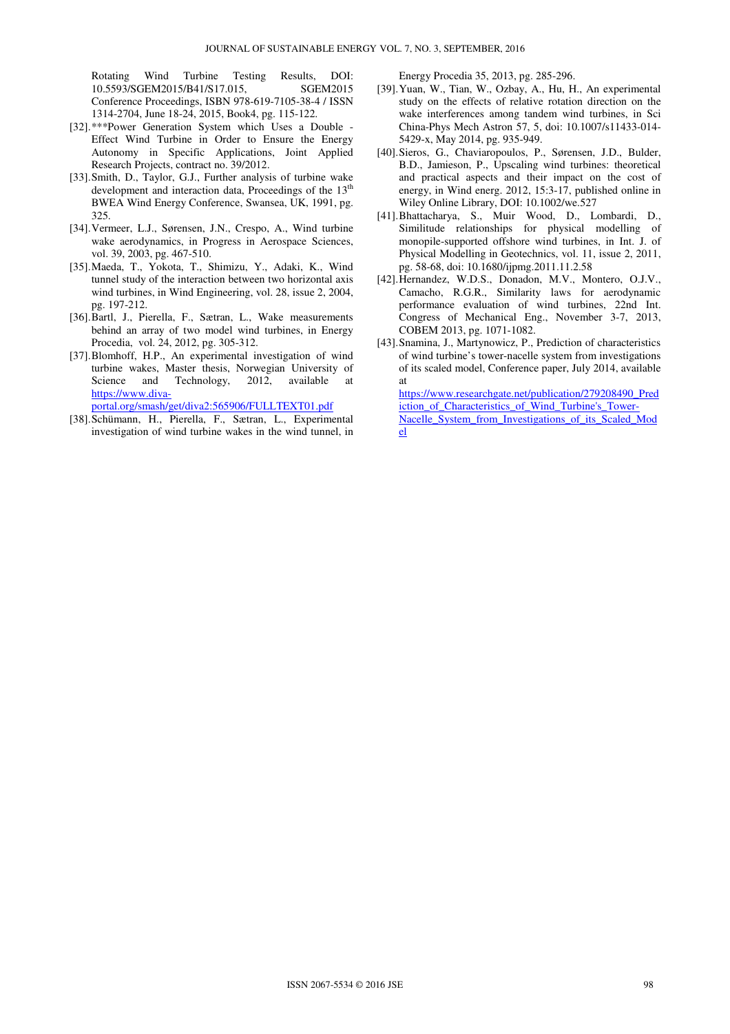Rotating Wind Turbine Testing Results, DOI: 10.5593/SGEM2015/B41/S17.015, SGEM2015 Conference Proceedings, ISBN 978-619-7105-38-4 / ISSN 1314-2704, June 18-24, 2015, Book4, pg. 115-122.

[32]. ***Power Generation System which Uses a Double - Effect Wind Turbine in Order to Ensure the Energy Autonomy in Specific Applications, Joint Applied Research Projects, contract no. 39/2012.

[33]. Smith, D., Taylor, G.J., Further analysis of turbine wake development and interaction data, Proceedings of the 13th BWEA Wind Energy Conference, Swansea, UK, 1991, pg. 325.

[34]. Vermeer, L.J., Sørensen, J.N., Crespo, A., Wind turbine wake aerodynamics, in Progress in Aerospace Sciences, vol. 39, 2003, pg. 467-510.

[35]. Maeda, T., Yokota, T., Shimizu, Y., Adaki, K., Wind tunnel study of the interaction between two horizontal axis wind turbines, in Wind Engineering, vol. 28, issue 2, 2004, pg. 197-212.

[36]. Bartl, J., Pierella, F., Sætran, L., Wake measurements behind an array of two model wind turbines, in Energy Procedia, vol. 24, 2012, pg. 305-312.

[37]. Blomhoff, H.P., An experimental investigation of wind turbine wakes, Master thesis, Norwegian University of Science and Technology, 2012, available at https://www.diva-portal.org/smash/get/diva2:565906/FULLTEXT01.pdf

[38]. Schümann, H., Pierella, F., Sætran, L., Experimental investigation of wind turbine wakes in the wind tunnel, in Energy Procedia 35, 2013, pg. 285-296.

[39]. Yuan, W., Tian, W., Ozbay, A., Hu, H., An experimental study on the effects of relative rotation direction on the wake interferences among tandem wind turbines, in Sci China-Phys Mech Astron 57, 5, doi: 10.1007/s11433-014-5429-x, May 2014, pg. 935-949.

[40]. Sieros, G., Chaviaropoulos, P., Sørensen, J.D., Bulder, B.D., Jamieson, P., Upscaling wind turbines: theoretical and practical aspects and their impact on the cost of energy, in Wind energ. 2012, 15:3-17, published online in Wiley Online Library, DOI: 10.1002/we.527

[41]. Bhattacharya, S., Muir Wood, D., Lombardi, D., Similitude relationships for physical modelling of monopile-supported offshore wind turbines, in Int. J. of Physical Modelling in Geotechnics, vol. 11, issue 2, 2011, pg. 58-68, doi: 10.1680/ijpmg.2011.11.2.58

[42]. Hernandez, W.D.S., Donadon, M.V., Montero, O.J.V., Camacho, R.G.R., Similarity laws for aerodynamic performance evaluation of wind turbines, 22nd Int. Congress of Mechanical Eng., November 3-7, 2013, COBEM 2013, pg. 1071-1082.

[43]. Snamina, J., Martynowicz, P., Prediction of characteristics of wind turbine's tower-nacelle system from investigations of its scaled model, Conference paper, July 2014, available at https://www.researchgate.net/publication/279208490_Prediction_of_Characteristics_of_Wind_Turbine's_Tower-Nacelle_System_from_Investigations_of_its_Scaled_Model